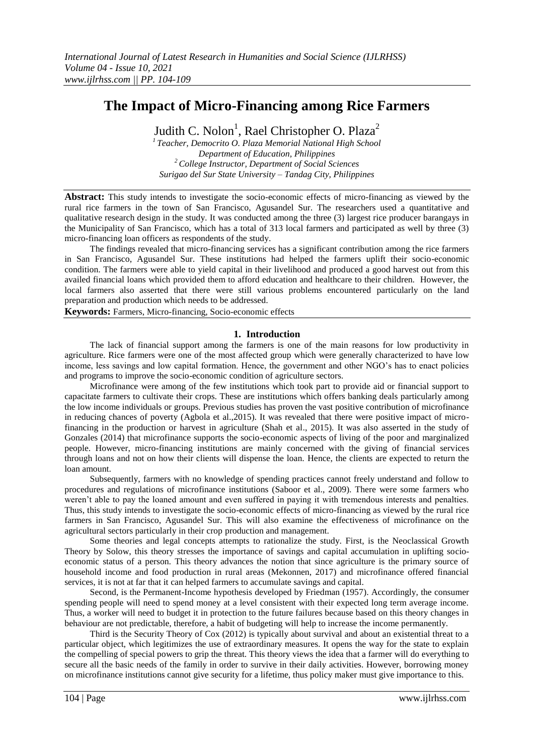# The Impact of Micro-Financing among Rice Farmers

Judith C. Nolon[1], Rael Christopher O. Plaza[2]

[1] *Teacher, Democrito O. Plaza Memorial National High School*
*Department of Education, Philippines*
[2] *College Instructor, Department of Social Sciences*
*Surigao del Sur State University – Tandag City, Philippines*

**Abstract:** This study intends to investigate the socio-economic effects of micro-financing as viewed by the rural rice farmers in the town of San Francisco, Agusandel Sur. The researchers used a quantitative and qualitative research design in the study. It was conducted among the three (3) largest rice producer barangays in the Municipality of San Francisco, which has a total of 313 local farmers and participated as well by three (3) micro-financing loan officers as respondents of the study.

The findings revealed that micro-financing services has a significant contribution among the rice farmers in San Francisco, Agusandel Sur. These institutions had helped the farmers uplift their socio-economic condition. The farmers were able to yield capital in their livelihood and produced a good harvest out from this availed financial loans which provided them to afford education and healthcare to their children. However, the local farmers also asserted that there were still various problems encountered particularly on the land preparation and production which needs to be addressed.

**Keywords:** Farmers, Micro-financing, Socio-economic effects

## 1. Introduction

The lack of financial support among the farmers is one of the main reasons for low productivity in agriculture. Rice farmers were one of the most affected group which were generally characterized to have low income, less savings and low capital formation. Hence, the government and other NGO's has to enact policies and programs to improve the socio-economic condition of agriculture sectors.

Microfinance were among of the few institutions which took part to provide aid or financial support to capacitate farmers to cultivate their crops. These are institutions which offers banking deals particularly among the low income individuals or groups. Previous studies has proven the vast positive contribution of microfinance in reducing chances of poverty (Agbola et al.,2015). It was revealed that there were positive impact of micro-financing in the production or harvest in agriculture (Shah et al., 2015). It was also asserted in the study of Gonzales (2014) that microfinance supports the socio-economic aspects of living of the poor and marginalized people. However, micro-financing institutions are mainly concerned with the giving of financial services through loans and not on how their clients will dispense the loan. Hence, the clients are expected to return the loan amount.

Subsequently, farmers with no knowledge of spending practices cannot freely understand and follow to procedures and regulations of microfinance institutions (Saboor et al., 2009). There were some farmers who weren't able to pay the loaned amount and even suffered in paying it with tremendous interests and penalties. Thus, this study intends to investigate the socio-economic effects of micro-financing as viewed by the rural rice farmers in San Francisco, Agusandel Sur. This will also examine the effectiveness of microfinance on the agricultural sectors particularly in their crop production and management.

Some theories and legal concepts attempts to rationalize the study. First, is the Neoclassical Growth Theory by Solow, this theory stresses the importance of savings and capital accumulation in uplifting socio-economic status of a person. This theory advances the notion that since agriculture is the primary source of household income and food production in rural areas (Mekonnen, 2017) and microfinance offered financial services, it is not at far that it can helped farmers to accumulate savings and capital.

Second, is the Permanent-Income hypothesis developed by Friedman (1957). Accordingly, the consumer spending people will need to spend money at a level consistent with their expected long term average income. Thus, a worker will need to budget it in protection to the future failures because based on this theory changes in behaviour are not predictable, therefore, a habit of budgeting will help to increase the income permanently.

Third is the Security Theory of Cox (2012) is typically about survival and about an existential threat to a particular object, which legitimizes the use of extraordinary measures. It opens the way for the state to explain the compelling of special powers to grip the threat. This theory views the idea that a farmer will do everything to secure all the basic needs of the family in order to survive in their daily activities. However, borrowing money on microfinance institutions cannot give security for a lifetime, thus policy maker must give importance to this.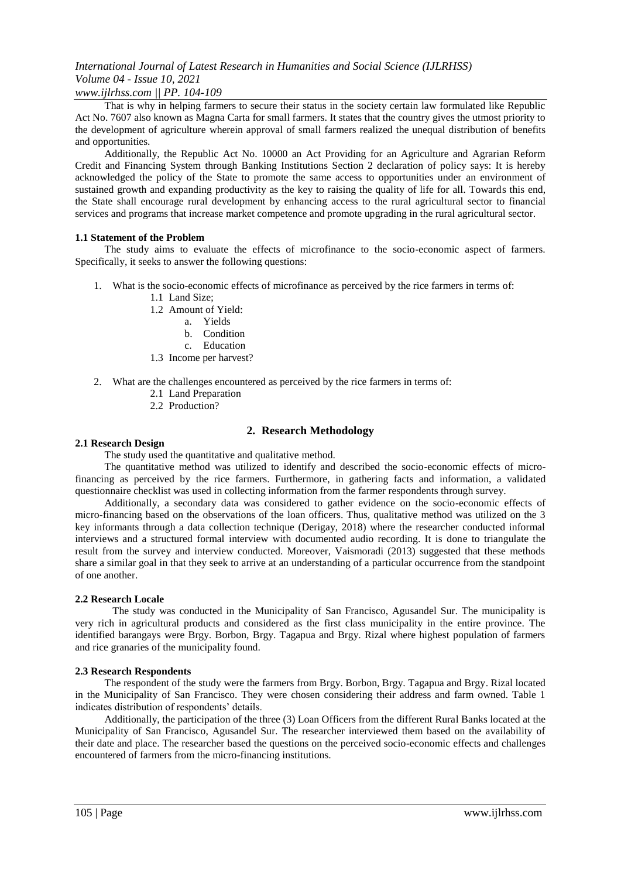That is why in helping farmers to secure their status in the society certain law formulated like Republic Act No. 7607 also known as Magna Carta for small farmers. It states that the country gives the utmost priority to the development of agriculture wherein approval of small farmers realized the unequal distribution of benefits and opportunities.

Additionally, the Republic Act No. 10000 an Act Providing for an Agriculture and Agrarian Reform Credit and Financing System through Banking Institutions Section 2 declaration of policy says: It is hereby acknowledged the policy of the State to promote the same access to opportunities under an environment of sustained growth and expanding productivity as the key to raising the quality of life for all. Towards this end, the State shall encourage rural development by enhancing access to the rural agricultural sector to financial services and programs that increase market competence and promote upgrading in the rural agricultural sector.

### 1.1 Statement of the Problem

The study aims to evaluate the effects of microfinance to the socio-economic aspect of farmers. Specifically, it seeks to answer the following questions:

1. What is the socio-economic effects of microfinance as perceived by the rice farmers in terms of:
   1.1 Land Size;
   1.2 Amount of Yield:
      a. Yields
      b. Condition
      c. Education
   1.3 Income per harvest?

2. What are the challenges encountered as perceived by the rice farmers in terms of:
   2.1 Land Preparation
   2.2 Production?

## 2. Research Methodology

### 2.1 Research Design

The study used the quantitative and qualitative method.

The quantitative method was utilized to identify and described the socio-economic effects of micro-financing as perceived by the rice farmers. Furthermore, in gathering facts and information, a validated questionnaire checklist was used in collecting information from the farmer respondents through survey.

Additionally, a secondary data was considered to gather evidence on the socio-economic effects of micro-financing based on the observations of the loan officers. Thus, qualitative method was utilized on the 3 key informants through a data collection technique (Derigay, 2018) where the researcher conducted informal interviews and a structured formal interview with documented audio recording. It is done to triangulate the result from the survey and interview conducted. Moreover, Vaismoradi (2013) suggested that these methods share a similar goal in that they seek to arrive at an understanding of a particular occurrence from the standpoint of one another.

### 2.2 Research Locale

The study was conducted in the Municipality of San Francisco, Agusandel Sur. The municipality is very rich in agricultural products and considered as the first class municipality in the entire province. The identified barangays were Brgy. Borbon, Brgy. Tagapua and Brgy. Rizal where highest population of farmers and rice granaries of the municipality found.

### 2.3 Research Respondents

The respondent of the study were the farmers from Brgy. Borbon, Brgy. Tagapua and Brgy. Rizal located in the Municipality of San Francisco. They were chosen considering their address and farm owned. Table 1 indicates distribution of respondents' details.

Additionally, the participation of the three (3) Loan Officers from the different Rural Banks located at the Municipality of San Francisco, Agusandel Sur. The researcher interviewed them based on the availability of their date and place. The researcher based the questions on the perceived socio-economic effects and challenges encountered of farmers from the micro-financing institutions.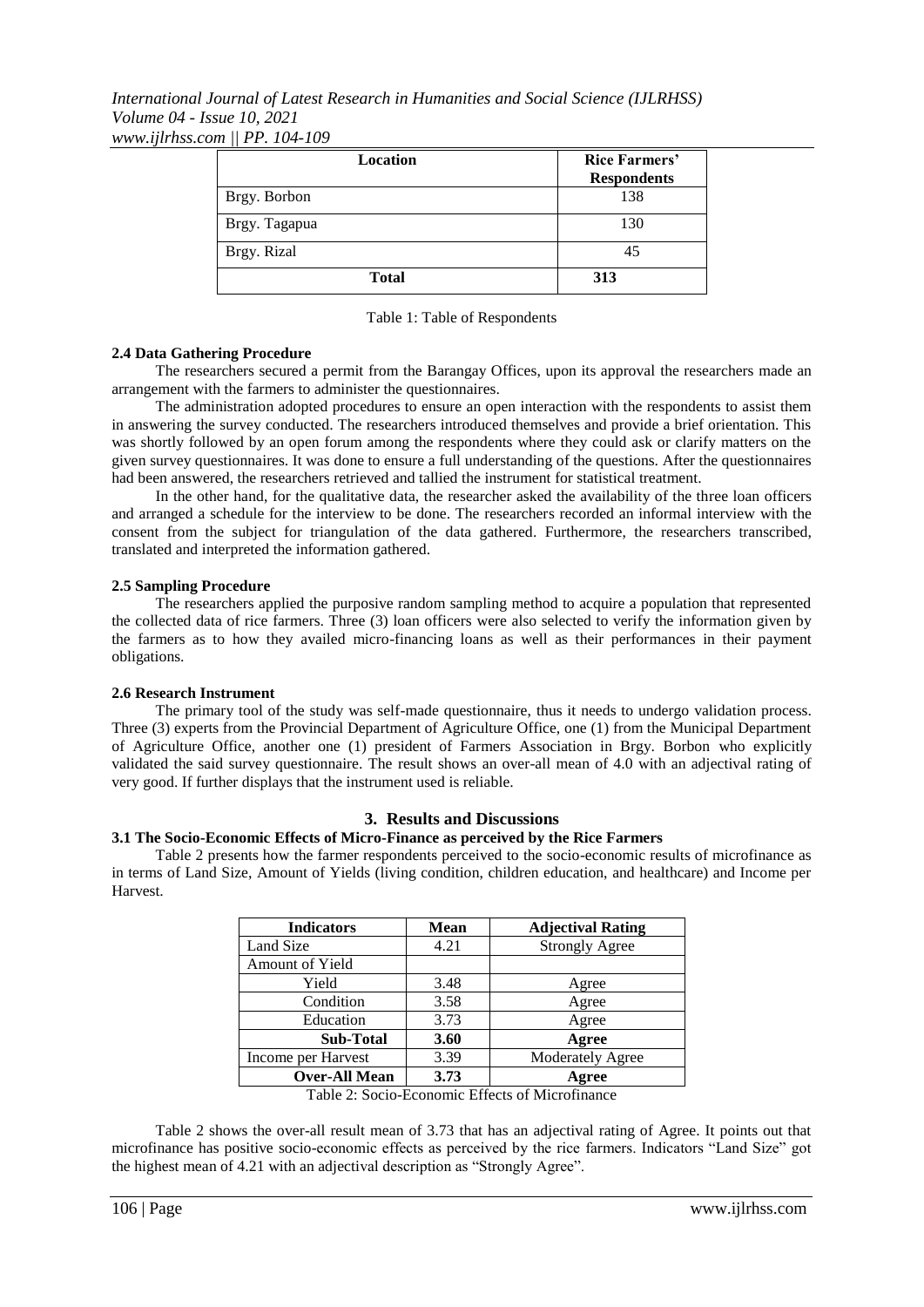| Location | Rice Farmers' Respondents |
|---|---|
| Brgy. Borbon | 138 |
| Brgy. Tagapua | 130 |
| Brgy. Rizal | 45 |
| **Total** | **313** |

Table 1: Table of Respondents

**2.4 Data Gathering Procedure**

The researchers secured a permit from the Barangay Offices, upon its approval the researchers made an arrangement with the farmers to administer the questionnaires.

The administration adopted procedures to ensure an open interaction with the respondents to assist them in answering the survey conducted. The researchers introduced themselves and provide a brief orientation. This was shortly followed by an open forum among the respondents where they could ask or clarify matters on the given survey questionnaires. It was done to ensure a full understanding of the questions. After the questionnaires had been answered, the researchers retrieved and tallied the instrument for statistical treatment.

In the other hand, for the qualitative data, the researcher asked the availability of the three loan officers and arranged a schedule for the interview to be done. The researchers recorded an informal interview with the consent from the subject for triangulation of the data gathered. Furthermore, the researchers transcribed, translated and interpreted the information gathered.

**2.5 Sampling Procedure**

The researchers applied the purposive random sampling method to acquire a population that represented the collected data of rice farmers. Three (3) loan officers were also selected to verify the information given by the farmers as to how they availed micro-financing loans as well as their performances in their payment obligations.

**2.6 Research Instrument**

The primary tool of the study was self-made questionnaire, thus it needs to undergo validation process. Three (3) experts from the Provincial Department of Agriculture Office, one (1) from the Municipal Department of Agriculture Office, another one (1) president of Farmers Association in Brgy. Borbon who explicitly validated the said survey questionnaire. The result shows an over-all mean of 4.0 with an adjectival rating of very good. If further displays that the instrument used is reliable.

## 3. Results and Discussions

**3.1 The Socio-Economic Effects of Micro-Finance as perceived by the Rice Farmers**

Table 2 presents how the farmer respondents perceived to the socio-economic results of microfinance as in terms of Land Size, Amount of Yields (living condition, children education, and healthcare) and Income per Harvest.

| Indicators | Mean | Adjectival Rating |
|---|---|---|
| Land Size | 4.21 | Strongly Agree |
| Amount of Yield | | |
| Yield | 3.48 | Agree |
| Condition | 3.58 | Agree |
| Education | 3.73 | Agree |
| **Sub-Total** | **3.60** | **Agree** |
| Income per Harvest | 3.39 | Moderately Agree |
| **Over-All Mean** | **3.73** | **Agree** |

Table 2: Socio-Economic Effects of Microfinance

Table 2 shows the over-all result mean of 3.73 that has an adjectival rating of Agree. It points out that microfinance has positive socio-economic effects as perceived by the rice farmers. Indicators "Land Size" got the highest mean of 4.21 with an adjectival description as "Strongly Agree".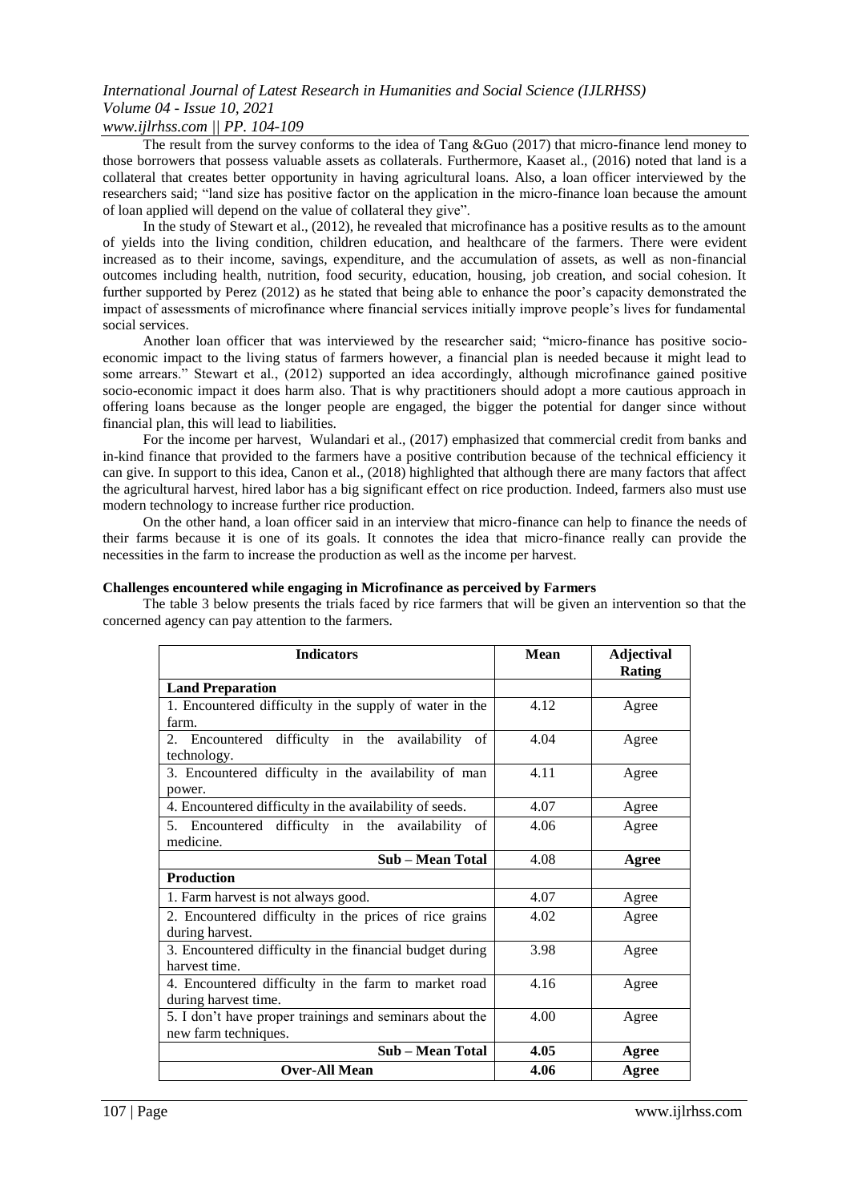The result from the survey conforms to the idea of Tang &Guo (2017) that micro-finance lend money to those borrowers that possess valuable assets as collaterals. Furthermore, Kaaset al., (2016) noted that land is a collateral that creates better opportunity in having agricultural loans. Also, a loan officer interviewed by the researchers said; "land size has positive factor on the application in the micro-finance loan because the amount of loan applied will depend on the value of collateral they give".

In the study of Stewart et al., (2012), he revealed that microfinance has a positive results as to the amount of yields into the living condition, children education, and healthcare of the farmers. There were evident increased as to their income, savings, expenditure, and the accumulation of assets, as well as non-financial outcomes including health, nutrition, food security, education, housing, job creation, and social cohesion. It further supported by Perez (2012) as he stated that being able to enhance the poor's capacity demonstrated the impact of assessments of microfinance where financial services initially improve people's lives for fundamental social services.

Another loan officer that was interviewed by the researcher said; "micro-finance has positive socio-economic impact to the living status of farmers however, a financial plan is needed because it might lead to some arrears." Stewart et al., (2012) supported an idea accordingly, although microfinance gained positive socio-economic impact it does harm also. That is why practitioners should adopt a more cautious approach in offering loans because as the longer people are engaged, the bigger the potential for danger since without financial plan, this will lead to liabilities.

For the income per harvest, Wulandari et al., (2017) emphasized that commercial credit from banks and in-kind finance that provided to the farmers have a positive contribution because of the technical efficiency it can give. In support to this idea, Canon et al., (2018) highlighted that although there are many factors that affect the agricultural harvest, hired labor has a big significant effect on rice production. Indeed, farmers also must use modern technology to increase further rice production.

On the other hand, a loan officer said in an interview that micro-finance can help to finance the needs of their farms because it is one of its goals. It connotes the idea that micro-finance really can provide the necessities in the farm to increase the production as well as the income per harvest.

**Challenges encountered while engaging in Microfinance as perceived by Farmers**

The table 3 below presents the trials faced by rice farmers that will be given an intervention so that the concerned agency can pay attention to the farmers.

| Indicators | Mean | Adjectival Rating |
|---|---|---|
| **Land Preparation** | | |
| 1. Encountered difficulty in the supply of water in the farm. | 4.12 | Agree |
| 2. Encountered difficulty in the availability of technology. | 4.04 | Agree |
| 3. Encountered difficulty in the availability of man power. | 4.11 | Agree |
| 4. Encountered difficulty in the availability of seeds. | 4.07 | Agree |
| 5. Encountered difficulty in the availability of medicine. | 4.06 | Agree |
| **Sub – Mean Total** | 4.08 | **Agree** |
| **Production** | | |
| 1. Farm harvest is not always good. | 4.07 | Agree |
| 2. Encountered difficulty in the prices of rice grains during harvest. | 4.02 | Agree |
| 3. Encountered difficulty in the financial budget during harvest time. | 3.98 | Agree |
| 4. Encountered difficulty in the farm to market road during harvest time. | 4.16 | Agree |
| 5. I don't have proper trainings and seminars about the new farm techniques. | 4.00 | Agree |
| **Sub – Mean Total** | **4.05** | **Agree** |
| **Over-All Mean** | **4.06** | **Agree** |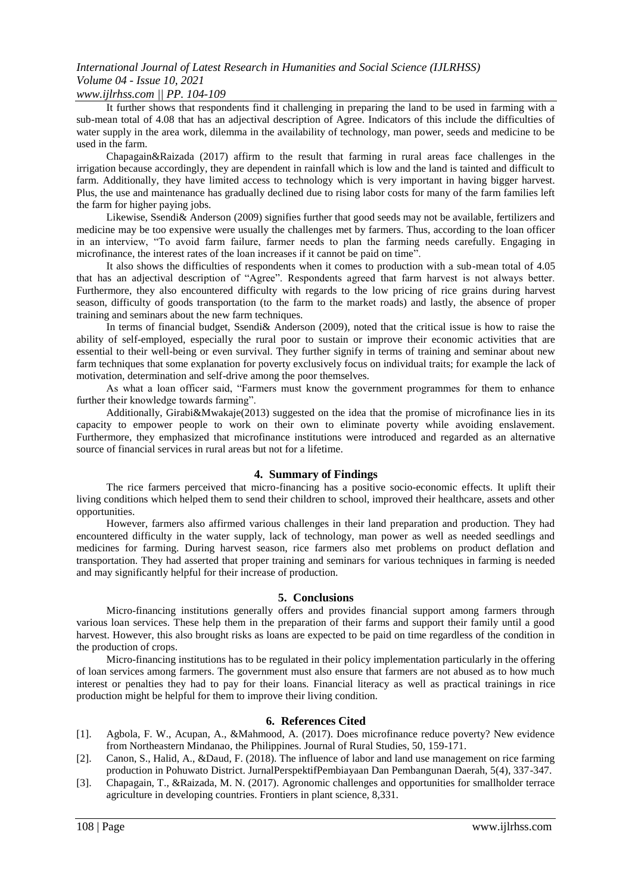It further shows that respondents find it challenging in preparing the land to be used in farming with a sub-mean total of 4.08 that has an adjectival description of Agree. Indicators of this include the difficulties of water supply in the area work, dilemma in the availability of technology, man power, seeds and medicine to be used in the farm.

Chapagain&Raizada (2017) affirm to the result that farming in rural areas face challenges in the irrigation because accordingly, they are dependent in rainfall which is low and the land is tainted and difficult to farm. Additionally, they have limited access to technology which is very important in having bigger harvest. Plus, the use and maintenance has gradually declined due to rising labor costs for many of the farm families left the farm for higher paying jobs.

Likewise, Ssendi& Anderson (2009) signifies further that good seeds may not be available, fertilizers and medicine may be too expensive were usually the challenges met by farmers. Thus, according to the loan officer in an interview, "To avoid farm failure, farmer needs to plan the farming needs carefully. Engaging in microfinance, the interest rates of the loan increases if it cannot be paid on time".

It also shows the difficulties of respondents when it comes to production with a sub-mean total of 4.05 that has an adjectival description of "Agree". Respondents agreed that farm harvest is not always better. Furthermore, they also encountered difficulty with regards to the low pricing of rice grains during harvest season, difficulty of goods transportation (to the farm to the market roads) and lastly, the absence of proper training and seminars about the new farm techniques.

In terms of financial budget, Ssendi& Anderson (2009), noted that the critical issue is how to raise the ability of self-employed, especially the rural poor to sustain or improve their economic activities that are essential to their well-being or even survival. They further signify in terms of training and seminar about new farm techniques that some explanation for poverty exclusively focus on individual traits; for example the lack of motivation, determination and self-drive among the poor themselves.

As what a loan officer said, "Farmers must know the government programmes for them to enhance further their knowledge towards farming".

Additionally, Girabi&Mwakaje(2013) suggested on the idea that the promise of microfinance lies in its capacity to empower people to work on their own to eliminate poverty while avoiding enslavement. Furthermore, they emphasized that microfinance institutions were introduced and regarded as an alternative source of financial services in rural areas but not for a lifetime.

## 4. Summary of Findings

The rice farmers perceived that micro-financing has a positive socio-economic effects. It uplift their living conditions which helped them to send their children to school, improved their healthcare, assets and other opportunities.

However, farmers also affirmed various challenges in their land preparation and production. They had encountered difficulty in the water supply, lack of technology, man power as well as needed seedlings and medicines for farming. During harvest season, rice farmers also met problems on product deflation and transportation. They had asserted that proper training and seminars for various techniques in farming is needed and may significantly helpful for their increase of production.

## 5. Conclusions

Micro-financing institutions generally offers and provides financial support among farmers through various loan services. These help them in the preparation of their farms and support their family until a good harvest. However, this also brought risks as loans are expected to be paid on time regardless of the condition in the production of crops.

Micro-financing institutions has to be regulated in their policy implementation particularly in the offering of loan services among farmers. The government must also ensure that farmers are not abused as to how much interest or penalties they had to pay for their loans. Financial literacy as well as practical trainings in rice production might be helpful for them to improve their living condition.

## 6. References Cited

[1]. Agbola, F. W., Acupan, A., &Mahmood, A. (2017). Does microfinance reduce poverty? New evidence from Northeastern Mindanao, the Philippines. Journal of Rural Studies, 50, 159-171.

[2]. Canon, S., Halid, A., &Daud, F. (2018). The influence of labor and land use management on rice farming production in Pohuwato District. JurnalPerspektifPembiayaan Dan Pembangunan Daerah, 5(4), 337-347.

[3]. Chapagain, T., &Raizada, M. N. (2017). Agronomic challenges and opportunities for smallholder terrace agriculture in developing countries. Frontiers in plant science, 8,331.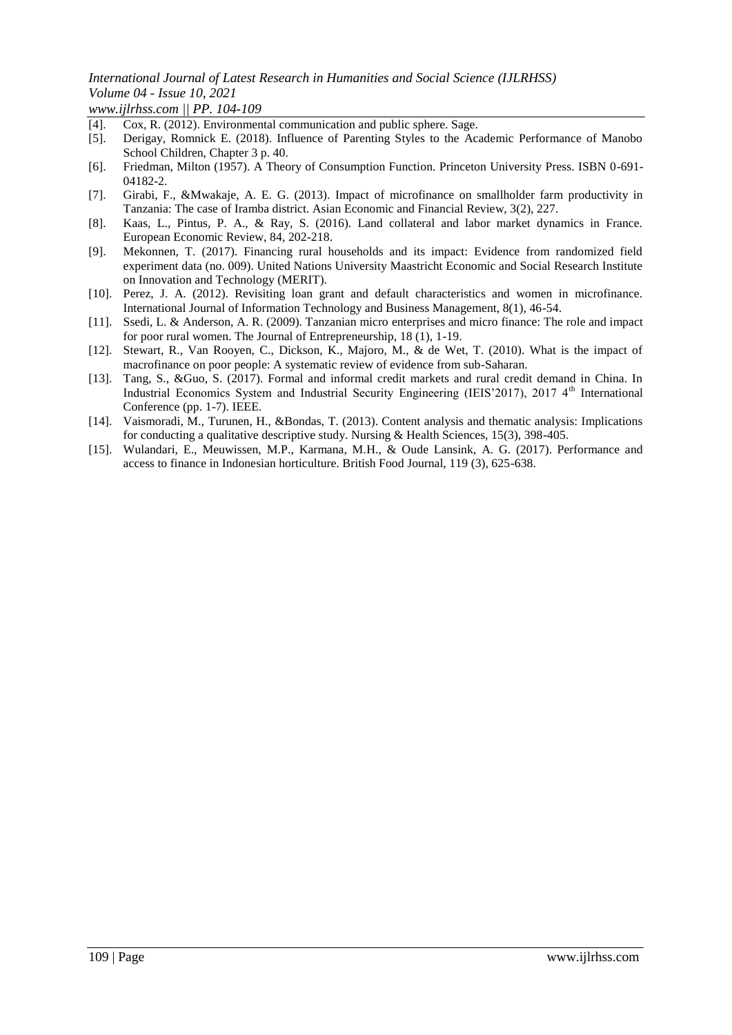[4]. Cox, R. (2012). Environmental communication and public sphere. Sage.

[5]. Derigay, Romnick E. (2018). Influence of Parenting Styles to the Academic Performance of Manobo School Children, Chapter 3 p. 40.

[6]. Friedman, Milton (1957). A Theory of Consumption Function. Princeton University Press. ISBN 0-691-04182-2.

[7]. Girabi, F., &Mwakaje, A. E. G. (2013). Impact of microfinance on smallholder farm productivity in Tanzania: The case of Iramba district. Asian Economic and Financial Review, 3(2), 227.

[8]. Kaas, L., Pintus, P. A., & Ray, S. (2016). Land collateral and labor market dynamics in France. European Economic Review, 84, 202-218.

[9]. Mekonnen, T. (2017). Financing rural households and its impact: Evidence from randomized field experiment data (no. 009). United Nations University Maastricht Economic and Social Research Institute on Innovation and Technology (MERIT).

[10]. Perez, J. A. (2012). Revisiting loan grant and default characteristics and women in microfinance. International Journal of Information Technology and Business Management, 8(1), 46-54.

[11]. Ssedi, L. & Anderson, A. R. (2009). Tanzanian micro enterprises and micro finance: The role and impact for poor rural women. The Journal of Entrepreneurship, 18 (1), 1-19.

[12]. Stewart, R., Van Rooyen, C., Dickson, K., Majoro, M., & de Wet, T. (2010). What is the impact of macrofinance on poor people: A systematic review of evidence from sub-Saharan.

[13]. Tang, S., &Guo, S. (2017). Formal and informal credit markets and rural credit demand in China. In Industrial Economics System and Industrial Security Engineering (IEIS'2017), 2017 4th International Conference (pp. 1-7). IEEE.

[14]. Vaismoradi, M., Turunen, H., &Bondas, T. (2013). Content analysis and thematic analysis: Implications for conducting a qualitative descriptive study. Nursing & Health Sciences, 15(3), 398-405.

[15]. Wulandari, E., Meuwissen, M.P., Karmana, M.H., & Oude Lansink, A. G. (2017). Performance and access to finance in Indonesian horticulture. British Food Journal, 119 (3), 625-638.